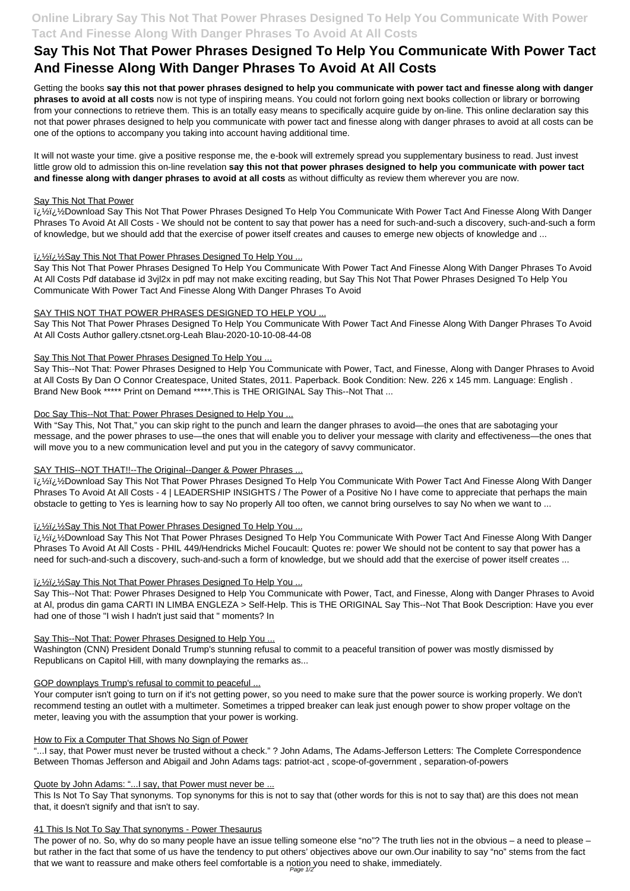# Say This Not That Power Phrases Designed To Help You Communicate With Power Tact And Finesse Along With Danger Phrases To Avoid At All Costs

Getting the books **say this not that power phrases designed to help you communicate with power tact and finesse along with danger phrases to avoid at all costs** now is not type of inspiring means. You could not forlorn going next books collection or library or borrowing from your connections to retrieve them. This is an totally easy means to specifically acquire guide by on-line. This online declaration say this not that power phrases designed to help you communicate with power tact and finesse along with danger phrases to avoid at all costs can be one of the options to accompany you taking into account having additional time.

It will not waste your time. give a positive response me, the e-book will extremely spread you supplementary business to read. Just invest little grow old to admission this on-line revelation **say this not that power phrases designed to help you communicate with power tact and finesse along with danger phrases to avoid at all costs** as without difficulty as review them wherever you are now.

Say This Not That Power

ï¿½ï¿½Download Say This Not That Power Phrases Designed To Help You Communicate With Power Tact And Finesse Along With Danger Phrases To Avoid At All Costs - We should not be content to say that power has a need for such-and-such a discovery, such-and-such a form of knowledge, but we should add that the exercise of power itself creates and causes to emerge new objects of knowledge and ...

ï¿½ï¿½Say This Not That Power Phrases Designed To Help You ...

Say This Not That Power Phrases Designed To Help You Communicate With Power Tact And Finesse Along With Danger Phrases To Avoid At All Costs Pdf database id 3vjl2x in pdf may not make exciting reading, but Say This Not That Power Phrases Designed To Help You Communicate With Power Tact And Finesse Along With Danger Phrases To Avoid

SAY THIS NOT THAT POWER PHRASES DESIGNED TO HELP YOU ...

Say This Not That Power Phrases Designed To Help You Communicate With Power Tact And Finesse Along With Danger Phrases To Avoid At All Costs Author gallery.ctsnet.org-Leah Blau-2020-10-10-08-44-08

Say This Not That Power Phrases Designed To Help You ...

Say This--Not That: Power Phrases Designed to Help You Communicate with Power, Tact, and Finesse, Along with Danger Phrases to Avoid at All Costs By Dan O Connor Createspace, United States, 2011. Paperback. Book Condition: New. 226 x 145 mm. Language: English . Brand New Book ***** Print on Demand *****.This is THE ORIGINAL Say This--Not That ...

Doc Say This--Not That: Power Phrases Designed to Help You ...

With "Say This, Not That," you can skip right to the punch and learn the danger phrases to avoid—the ones that are sabotaging your message, and the power phrases to use—the ones that will enable you to deliver your message with clarity and effectiveness—the ones that will move you to a new communication level and put you in the category of savvy communicator.

SAY THIS--NOT THAT!!--The Original--Danger & Power Phrases ...

ï¿½ï¿½Download Say This Not That Power Phrases Designed To Help You Communicate With Power Tact And Finesse Along With Danger Phrases To Avoid At All Costs - 4 | LEADERSHIP INSIGHTS / The Power of a Positive No I have come to appreciate that perhaps the main obstacle to getting to Yes is learning how to say No properly All too often, we cannot bring ourselves to say No when we want to ...

ï¿½ï¿½Say This Not That Power Phrases Designed To Help You ...

ï¿½ï¿½Download Say This Not That Power Phrases Designed To Help You Communicate With Power Tact And Finesse Along With Danger Phrases To Avoid At All Costs - PHIL 449/Hendricks Michel Foucault: Quotes re: power We should not be content to say that power has a need for such-and-such a discovery, such-and-such a form of knowledge, but we should add that the exercise of power itself creates ...

ï¿½ï¿½Say This Not That Power Phrases Designed To Help You ...

Say This--Not That: Power Phrases Designed to Help You Communicate with Power, Tact, and Finesse, Along with Danger Phrases to Avoid at Al, produs din gama CARTI IN LIMBA ENGLEZA > Self-Help. This is THE ORIGINAL Say This--Not That Book Description: Have you ever had one of those "I wish I hadn't just said that " moments? In

Say This--Not That: Power Phrases Designed to Help You ...

Washington (CNN) President Donald Trump's stunning refusal to commit to a peaceful transition of power was mostly dismissed by Republicans on Capitol Hill, with many downplaying the remarks as...

GOP downplays Trump's refusal to commit to peaceful ...

Your computer isn't going to turn on if it's not getting power, so you need to make sure that the power source is working properly. We don't recommend testing an outlet with a multimeter. Sometimes a tripped breaker can leak just enough power to show proper voltage on the meter, leaving you with the assumption that your power is working.

How to Fix a Computer That Shows No Sign of Power

"...I say, that Power must never be trusted without a check." ? John Adams, The Adams-Jefferson Letters: The Complete Correspondence Between Thomas Jefferson and Abigail and John Adams tags: patriot-act , scope-of-government , separation-of-powers

Quote by John Adams: "...I say, that Power must never be ...

This Is Not To Say That synonyms. Top synonyms for this is not to say that (other words for this is not to say that) are this does not mean that, it doesn't signify and that isn't to say.

41 This Is Not To Say That synonyms - Power Thesaurus

The power of no. So, why do so many people have an issue telling someone else "no"? The truth lies not in the obvious – a need to please – but rather in the fact that some of us have the tendency to put others' objectives above our own.Our inability to say "no" stems from the fact that we want to reassure and make others feel comfortable is a notion you need to shake, immediately.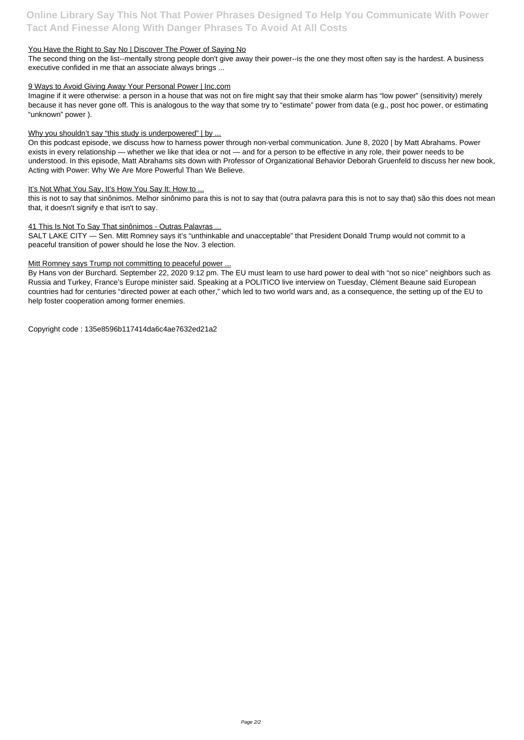You Have the Right to Say No | Discover The Power of Saying No

The second thing on the list--mentally strong people don't give away their power--is the one they most often say is the hardest. A business executive confided in me that an associate always brings ...

9 Ways to Avoid Giving Away Your Personal Power | Inc.com

Imagine if it were otherwise: a person in a house that was not on fire might say that their smoke alarm has "low power" (sensitivity) merely because it has never gone off. This is analogous to the way that some try to "estimate" power from data (e.g., post hoc power, or estimating "unknown" power ).

Why you shouldn't say "this study is underpowered" | by ...

On this podcast episode, we discuss how to harness power through non-verbal communication. June 8, 2020 | by Matt Abrahams. Power exists in every relationship — whether we like that idea or not — and for a person to be effective in any role, their power needs to be understood. In this episode, Matt Abrahams sits down with Professor of Organizational Behavior Deborah Gruenfeld to discuss her new book, Acting with Power: Why We Are More Powerful Than We Believe.

It's Not What You Say, It's How You Say It: How to ...

this is not to say that sinônimos. Melhor sinônimo para this is not to say that (outra palavra para this is not to say that) são this does not mean that, it doesn't signify e that isn't to say.

41 This Is Not To Say That sinônimos - Outras Palavras ...

SALT LAKE CITY — Sen. Mitt Romney says it's "unthinkable and unacceptable" that President Donald Trump would not commit to a peaceful transition of power should he lose the Nov. 3 election.

Mitt Romney says Trump not committing to peaceful power ...

By Hans von der Burchard. September 22, 2020 9:12 pm. The EU must learn to use hard power to deal with "not so nice" neighbors such as Russia and Turkey, France's Europe minister said. Speaking at a POLITICO live interview on Tuesday, Clément Beaune said European countries had for centuries "directed power at each other," which led to two world wars and, as a consequence, the setting up of the EU to help foster cooperation among former enemies.

Copyright code : 135e8596b117414da6c4ae7632ed21a2